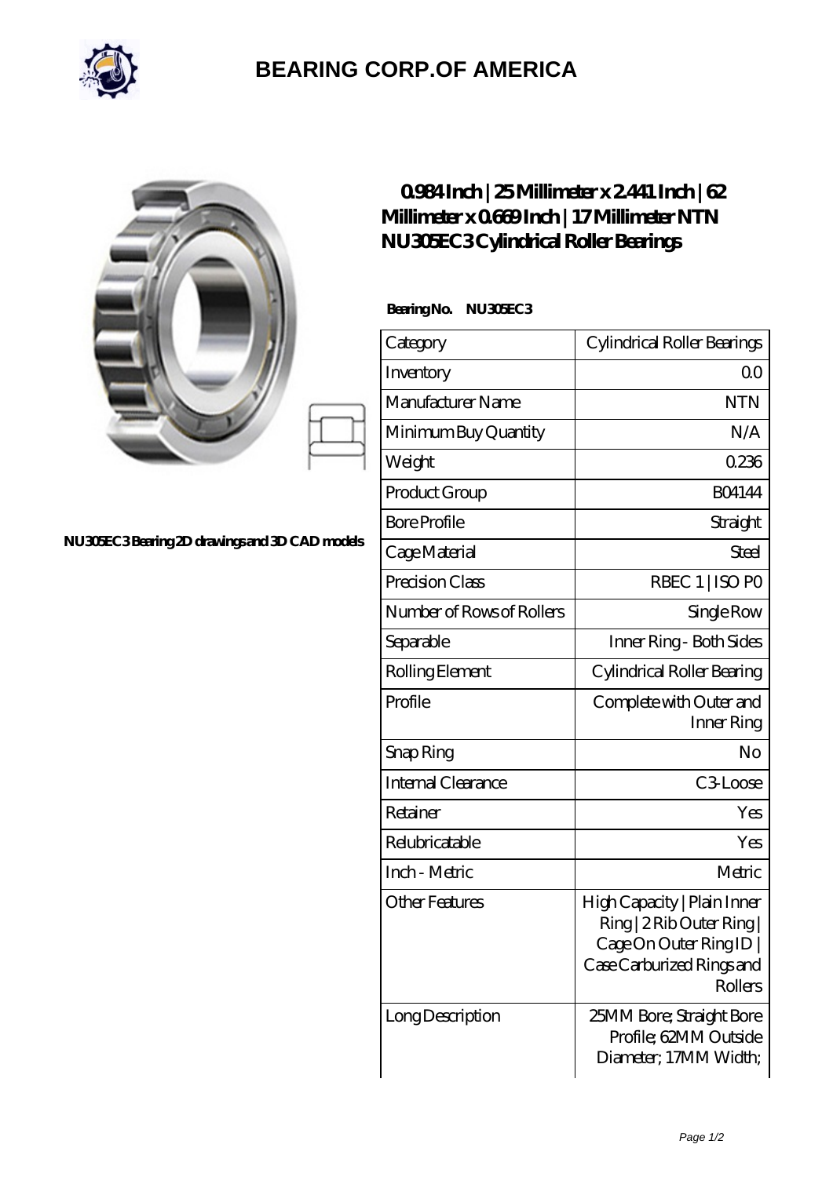# BEARING CORP.OF AMERICA

NU305EC3 Bearing 2D drawings and 3D CAD models

## 0.984 Inch | 25 Millimeter x 2.441 Inch | 62 Millimeter x 0.669 Inch | 17 Millimeter NTN NU305EC3 Cylindrical Roller Bearings

**Bearing No. NU305EC3**

| Category | Cylindrical Roller Bearings |
|---|---|
| Inventory | 0.0 |
| Manufacturer Name | NTN |
| Minimum Buy Quantity | N/A |
| Weight | 0.236 |
| Product Group | B04144 |
| Bore Profile | Straight |
| Cage Material | Steel |
| Precision Class | RBEC 1 \| ISO P0 |
| Number of Rows of Rollers | Single Row |
| Separable | Inner Ring - Both Sides |
| Rolling Element | Cylindrical Roller Bearing |
| Profile | Complete with Outer and Inner Ring |
| Snap Ring | No |
| Internal Clearance | C3-Loose |
| Retainer | Yes |
| Relubricatable | Yes |
| Inch - Metric | Metric |
| Other Features | High Capacity \| Plain Inner Ring \| 2 Rib Outer Ring \| Cage On Outer Ring ID \| Case Carburized Rings and Rollers |
| Long Description | 25MM Bore; Straight Bore Profile; 62MM Outside Diameter; 17MM Width; |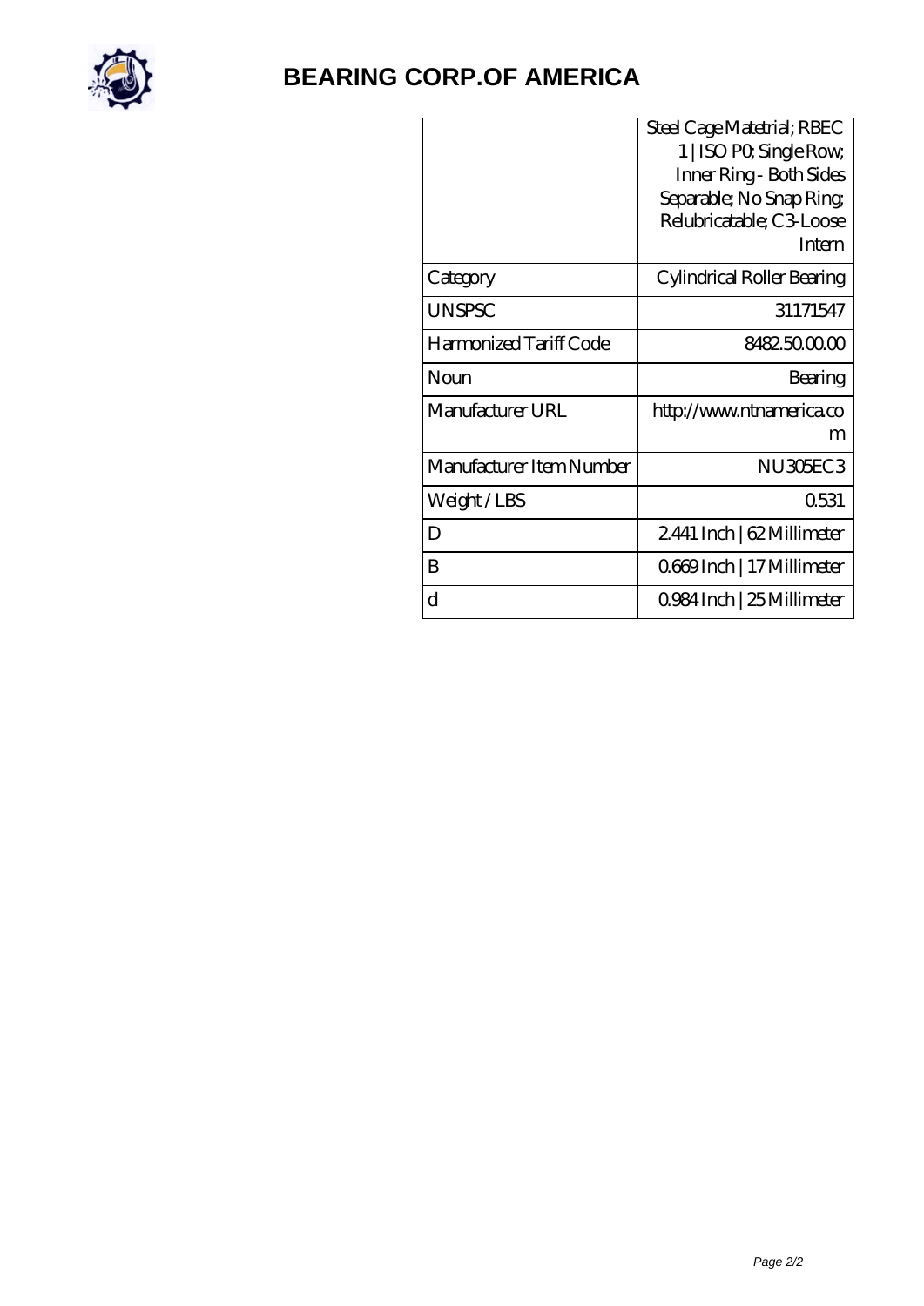# BEARING CORP.OF AMERICA

| | |
|---|---|
| | Steel Cage Matetrial; RBEC 1 \| ISO P0; Single Row; Inner Ring - Both Sides Separable; No Snap Ring; Relubricatable; C3-Loose Intern |
| Category | Cylindrical Roller Bearing |
| UNSPSC | 31171547 |
| Harmonized Tariff Code | 8482.50.00.00 |
| Noun | Bearing |
| Manufacturer URL | http://www.ntnamerica.com |
| Manufacturer Item Number | NU305EC3 |
| Weight / LBS | 0.531 |
| D | 2.441 Inch \| 62 Millimeter |
| B | 0.669 Inch \| 17 Millimeter |
| d | 0.984 Inch \| 25 Millimeter |